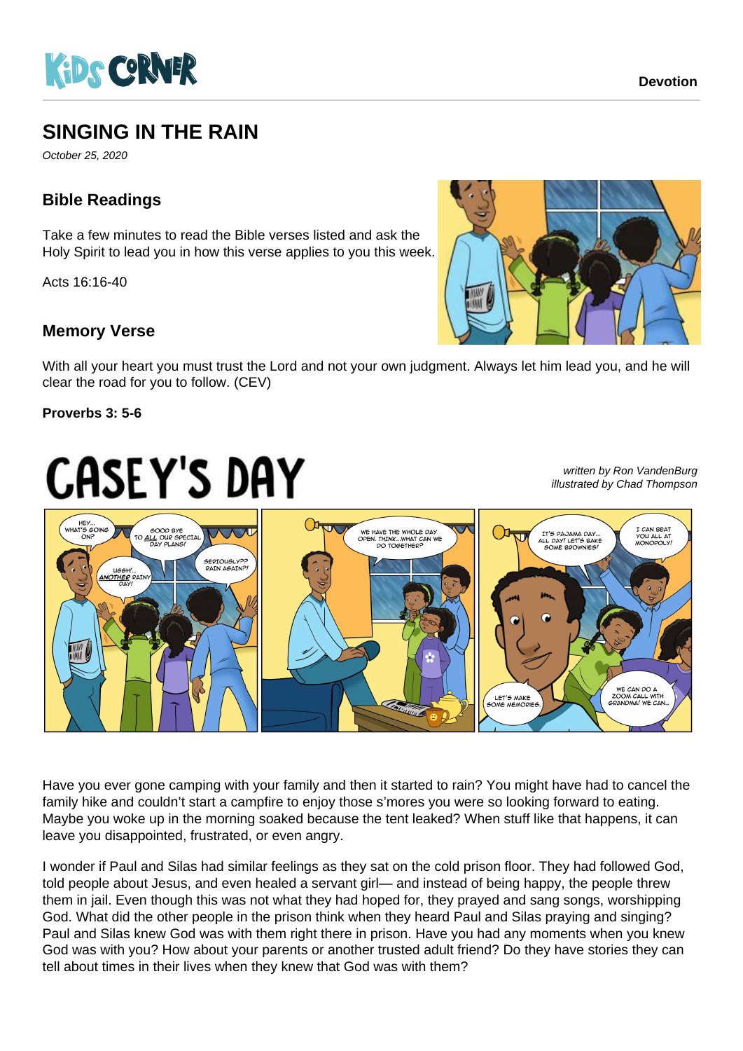# SINGING IN THE RAIN

*October 25, 2020*

## Bible Readings

Take a few minutes to read the Bible verses listed and ask the Holy Spirit to lead you in how this verse applies to you this week.

Acts 16:16-40

## Memory Verse

With all your heart you must trust the Lord and not your own judgment. Always let him lead you, and he will clear the road for you to follow. (CEV)

**Proverbs 3: 5-6**

# CASEY'S DAY

*written by Ron VandenBurg*
*illustrated by Chad Thompson*

Have you ever gone camping with your family and then it started to rain? You might have had to cancel the family hike and couldn't start a campfire to enjoy those s'mores you were so looking forward to eating. Maybe you woke up in the morning soaked because the tent leaked? When stuff like that happens, it can leave you disappointed, frustrated, or even angry.

I wonder if Paul and Silas had similar feelings as they sat on the cold prison floor. They had followed God, told people about Jesus, and even healed a servant girl— and instead of being happy, the people threw them in jail. Even though this was not what they had hoped for, they prayed and sang songs, worshipping God. What did the other people in the prison think when they heard Paul and Silas praying and singing? Paul and Silas knew God was with them right there in prison. Have you had any moments when you knew God was with you? How about your parents or another trusted adult friend? Do they have stories they can tell about times in their lives when they knew that God was with them?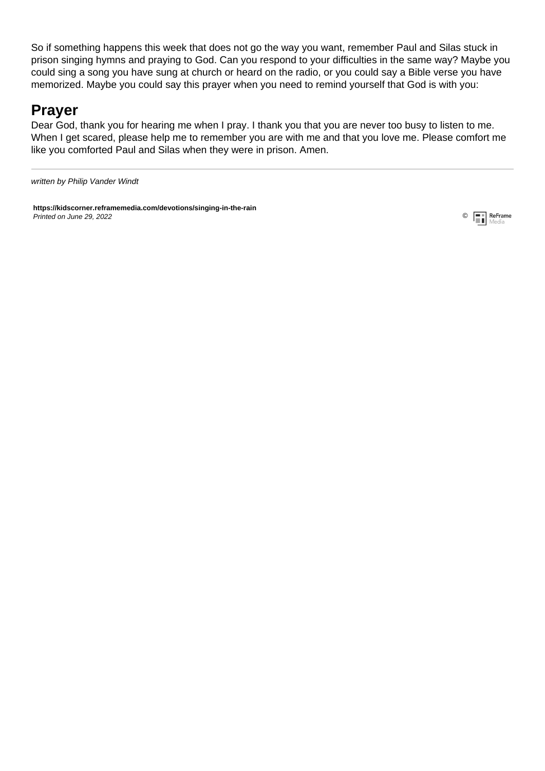So if something happens this week that does not go the way you want, remember Paul and Silas stuck in prison singing hymns and praying to God. Can you respond to your difficulties in the same way? Maybe you could sing a song you have sung at church or heard on the radio, or you could say a Bible verse you have memorized. Maybe you could say this prayer when you need to remind yourself that God is with you:

## Prayer

Dear God, thank you for hearing me when I pray. I thank you that you are never too busy to listen to me. When I get scared, please help me to remember you are with me and that you love me. Please comfort me like you comforted Paul and Silas when they were in prison. Amen.

---

*written by Philip Vander Windt*

**https://kidscorner.reframemedia.com/devotions/singing-in-the-rain**
*Printed on June 29, 2022*

© ReFrame Media